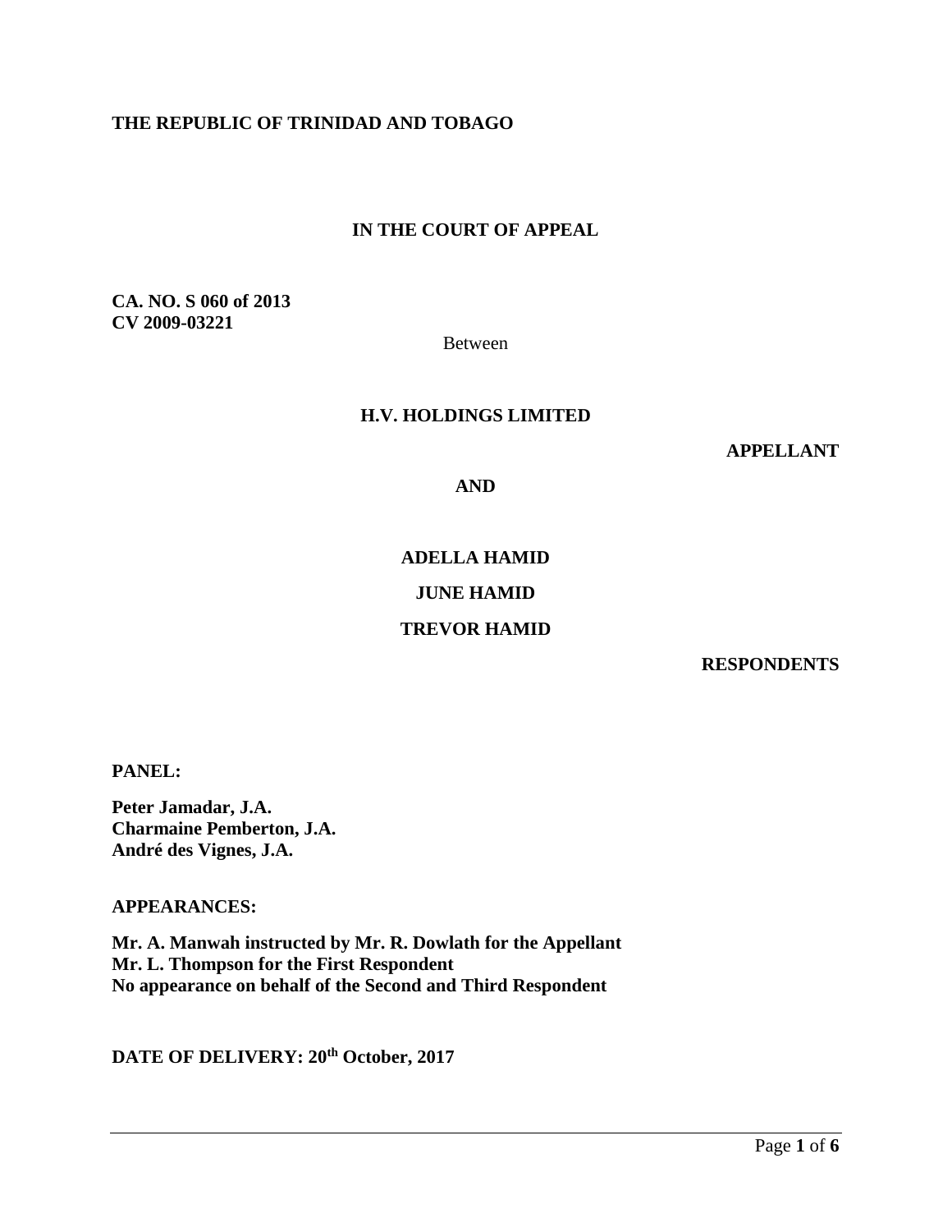**THE REPUBLIC OF TRINIDAD AND TOBAGO**

**IN THE COURT OF APPEAL**

**CA. NO. S 060 of 2013**
**CV 2009-03221**

Between

**H.V. HOLDINGS LIMITED**

**APPELLANT**

**AND**

**ADELLA HAMID**

**JUNE HAMID**

**TREVOR HAMID**

**RESPONDENTS**

**PANEL:**

**Peter Jamadar, J.A.**
**Charmaine Pemberton, J.A.**
**André des Vignes, J.A.**

**APPEARANCES:**

**Mr. A. Manwah instructed by Mr. R. Dowlath for the Appellant**
**Mr. L. Thompson for the First Respondent**
**No appearance on behalf of the Second and Third Respondent**

**DATE OF DELIVERY: 20th October, 2017**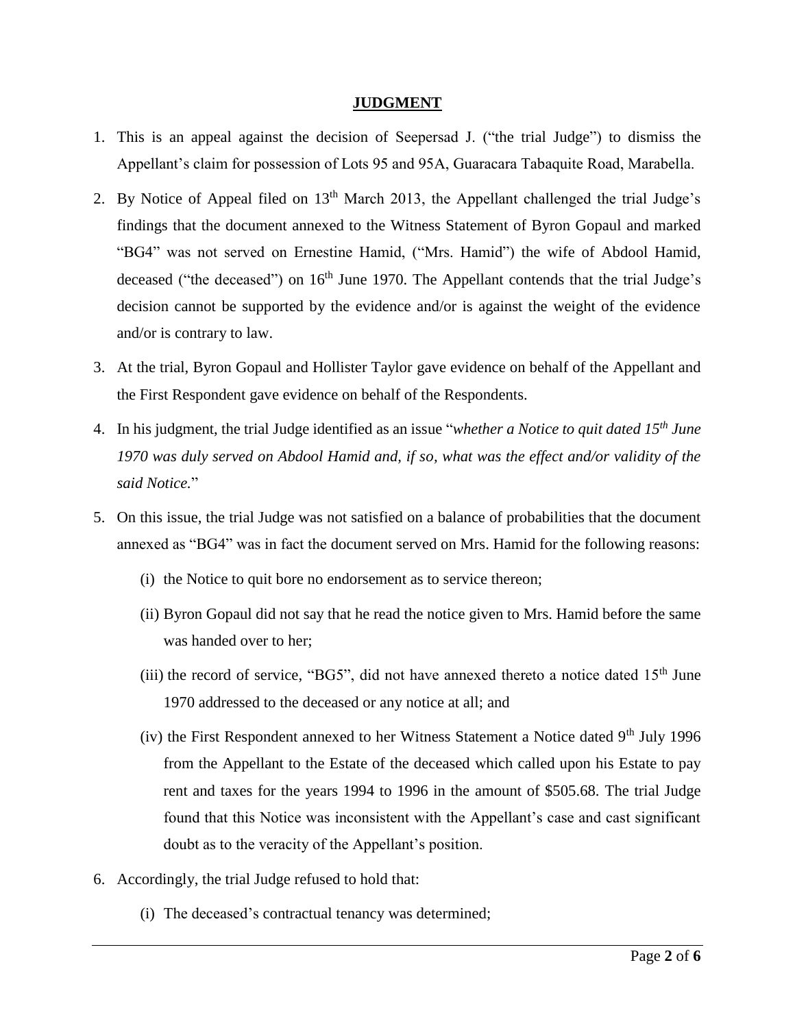## JUDGMENT

1. This is an appeal against the decision of Seepersad J. ("the trial Judge") to dismiss the Appellant's claim for possession of Lots 95 and 95A, Guaracara Tabaquite Road, Marabella.

2. By Notice of Appeal filed on 13th March 2013, the Appellant challenged the trial Judge's findings that the document annexed to the Witness Statement of Byron Gopaul and marked "BG4" was not served on Ernestine Hamid, ("Mrs. Hamid") the wife of Abdool Hamid, deceased ("the deceased") on 16th June 1970. The Appellant contends that the trial Judge's decision cannot be supported by the evidence and/or is against the weight of the evidence and/or is contrary to law.

3. At the trial, Byron Gopaul and Hollister Taylor gave evidence on behalf of the Appellant and the First Respondent gave evidence on behalf of the Respondents.

4. In his judgment, the trial Judge identified as an issue "*whether a Notice to quit dated 15th June 1970 was duly served on Abdool Hamid and, if so, what was the effect and/or validity of the said Notice.*"

5. On this issue, the trial Judge was not satisfied on a balance of probabilities that the document annexed as "BG4" was in fact the document served on Mrs. Hamid for the following reasons:

   (i) the Notice to quit bore no endorsement as to service thereon;

   (ii) Byron Gopaul did not say that he read the notice given to Mrs. Hamid before the same was handed over to her;

   (iii) the record of service, "BG5", did not have annexed thereto a notice dated 15th June 1970 addressed to the deceased or any notice at all; and

   (iv) the First Respondent annexed to her Witness Statement a Notice dated 9th July 1996 from the Appellant to the Estate of the deceased which called upon his Estate to pay rent and taxes for the years 1994 to 1996 in the amount of $505.68. The trial Judge found that this Notice was inconsistent with the Appellant's case and cast significant doubt as to the veracity of the Appellant's position.

6. Accordingly, the trial Judge refused to hold that:

   (i) The deceased's contractual tenancy was determined;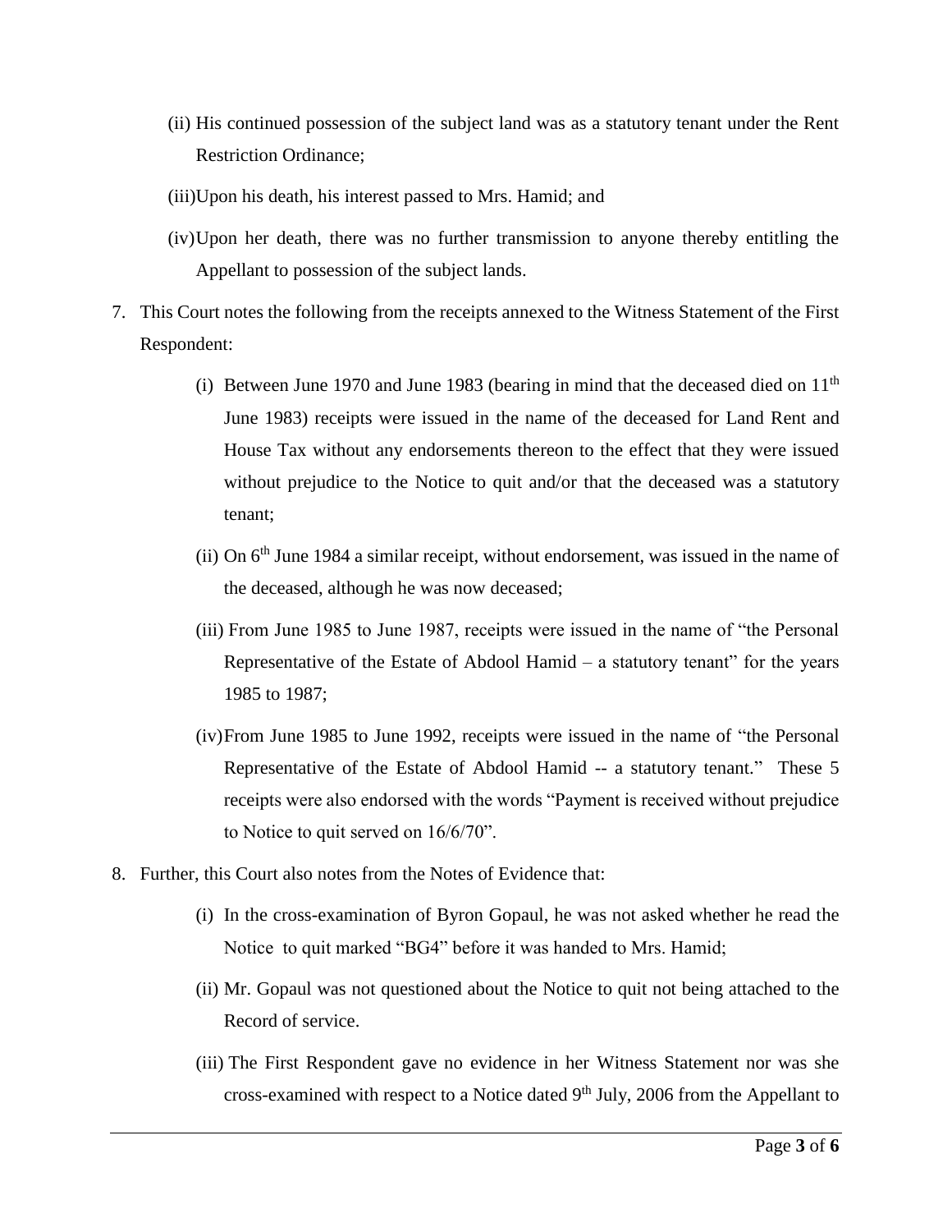(ii) His continued possession of the subject land was as a statutory tenant under the Rent Restriction Ordinance;

(iii) Upon his death, his interest passed to Mrs. Hamid; and

(iv) Upon her death, there was no further transmission to anyone thereby entitling the Appellant to possession of the subject lands.

7. This Court notes the following from the receipts annexed to the Witness Statement of the First Respondent:

   (i) Between June 1970 and June 1983 (bearing in mind that the deceased died on 11th June 1983) receipts were issued in the name of the deceased for Land Rent and House Tax without any endorsements thereon to the effect that they were issued without prejudice to the Notice to quit and/or that the deceased was a statutory tenant;

   (ii) On 6th June 1984 a similar receipt, without endorsement, was issued in the name of the deceased, although he was now deceased;

   (iii) From June 1985 to June 1987, receipts were issued in the name of "the Personal Representative of the Estate of Abdool Hamid – a statutory tenant" for the years 1985 to 1987;

   (iv) From June 1985 to June 1992, receipts were issued in the name of "the Personal Representative of the Estate of Abdool Hamid -- a statutory tenant." These 5 receipts were also endorsed with the words "Payment is received without prejudice to Notice to quit served on 16/6/70".

8. Further, this Court also notes from the Notes of Evidence that:

   (i) In the cross-examination of Byron Gopaul, he was not asked whether he read the Notice to quit marked "BG4" before it was handed to Mrs. Hamid;

   (ii) Mr. Gopaul was not questioned about the Notice to quit not being attached to the Record of service.

   (iii) The First Respondent gave no evidence in her Witness Statement nor was she cross-examined with respect to a Notice dated 9th July, 2006 from the Appellant to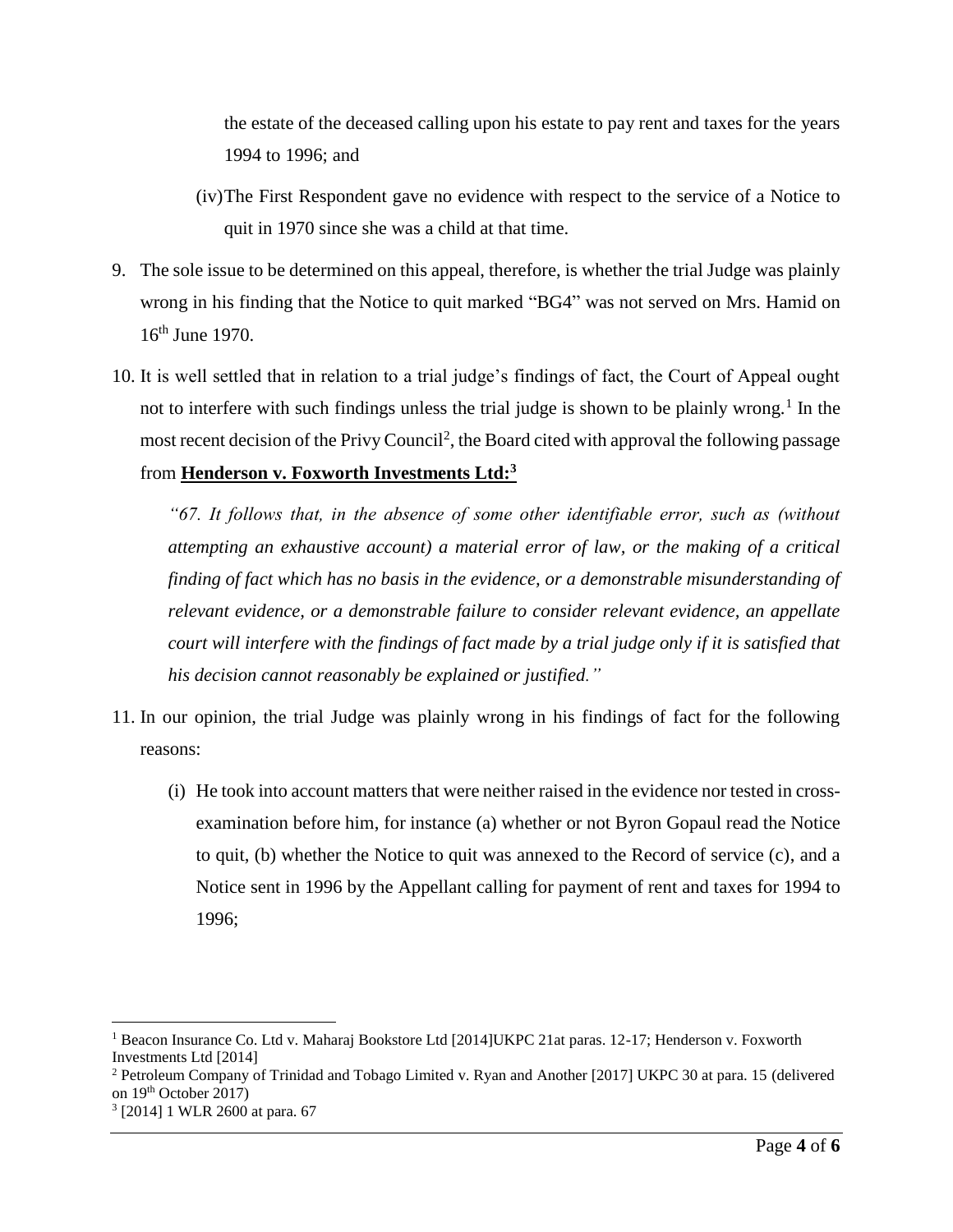the estate of the deceased calling upon his estate to pay rent and taxes for the years 1994 to 1996; and

(iv) The First Respondent gave no evidence with respect to the service of a Notice to quit in 1970 since she was a child at that time.

9. The sole issue to be determined on this appeal, therefore, is whether the trial Judge was plainly wrong in his finding that the Notice to quit marked "BG4" was not served on Mrs. Hamid on 16th June 1970.

10. It is well settled that in relation to a trial judge's findings of fact, the Court of Appeal ought not to interfere with such findings unless the trial judge is shown to be plainly wrong.[1] In the most recent decision of the Privy Council[2], the Board cited with approval the following passage from **Henderson v. Foxworth Investments Ltd:**[3]

*"67. It follows that, in the absence of some other identifiable error, such as (without attempting an exhaustive account) a material error of law, or the making of a critical finding of fact which has no basis in the evidence, or a demonstrable misunderstanding of relevant evidence, or a demonstrable failure to consider relevant evidence, an appellate court will interfere with the findings of fact made by a trial judge only if it is satisfied that his decision cannot reasonably be explained or justified."*

11. In our opinion, the trial Judge was plainly wrong in his findings of fact for the following reasons:

(i) He took into account matters that were neither raised in the evidence nor tested in cross-examination before him, for instance (a) whether or not Byron Gopaul read the Notice to quit, (b) whether the Notice to quit was annexed to the Record of service (c), and a Notice sent in 1996 by the Appellant calling for payment of rent and taxes for 1994 to 1996;

---

[1] Beacon Insurance Co. Ltd v. Maharaj Bookstore Ltd [2014]UKPC 21at paras. 12-17; Henderson v. Foxworth Investments Ltd [2014]

[2] Petroleum Company of Trinidad and Tobago Limited v. Ryan and Another [2017] UKPC 30 at para. 15 (delivered on 19th October 2017)

[3] [2014] 1 WLR 2600 at para. 67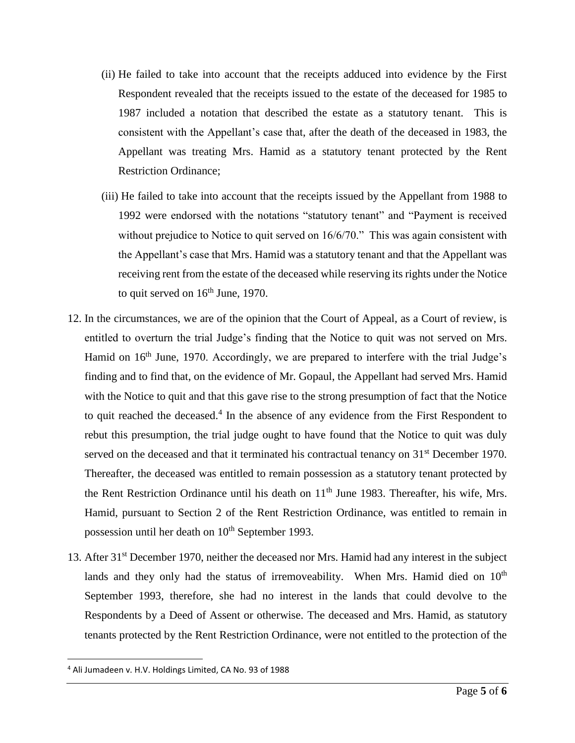(ii) He failed to take into account that the receipts adduced into evidence by the First Respondent revealed that the receipts issued to the estate of the deceased for 1985 to 1987 included a notation that described the estate as a statutory tenant. This is consistent with the Appellant's case that, after the death of the deceased in 1983, the Appellant was treating Mrs. Hamid as a statutory tenant protected by the Rent Restriction Ordinance;

(iii) He failed to take into account that the receipts issued by the Appellant from 1988 to 1992 were endorsed with the notations "statutory tenant" and "Payment is received without prejudice to Notice to quit served on 16/6/70." This was again consistent with the Appellant's case that Mrs. Hamid was a statutory tenant and that the Appellant was receiving rent from the estate of the deceased while reserving its rights under the Notice to quit served on 16th June, 1970.

12. In the circumstances, we are of the opinion that the Court of Appeal, as a Court of review, is entitled to overturn the trial Judge's finding that the Notice to quit was not served on Mrs. Hamid on 16th June, 1970. Accordingly, we are prepared to interfere with the trial Judge's finding and to find that, on the evidence of Mr. Gopaul, the Appellant had served Mrs. Hamid with the Notice to quit and that this gave rise to the strong presumption of fact that the Notice to quit reached the deceased.[4] In the absence of any evidence from the First Respondent to rebut this presumption, the trial judge ought to have found that the Notice to quit was duly served on the deceased and that it terminated his contractual tenancy on 31st December 1970. Thereafter, the deceased was entitled to remain possession as a statutory tenant protected by the Rent Restriction Ordinance until his death on 11th June 1983. Thereafter, his wife, Mrs. Hamid, pursuant to Section 2 of the Rent Restriction Ordinance, was entitled to remain in possession until her death on 10th September 1993.

13. After 31st December 1970, neither the deceased nor Mrs. Hamid had any interest in the subject lands and they only had the status of irremoveability. When Mrs. Hamid died on 10th September 1993, therefore, she had no interest in the lands that could devolve to the Respondents by a Deed of Assent or otherwise. The deceased and Mrs. Hamid, as statutory tenants protected by the Rent Restriction Ordinance, were not entitled to the protection of the

[4] Ali Jumadeen v. H.V. Holdings Limited, CA No. 93 of 1988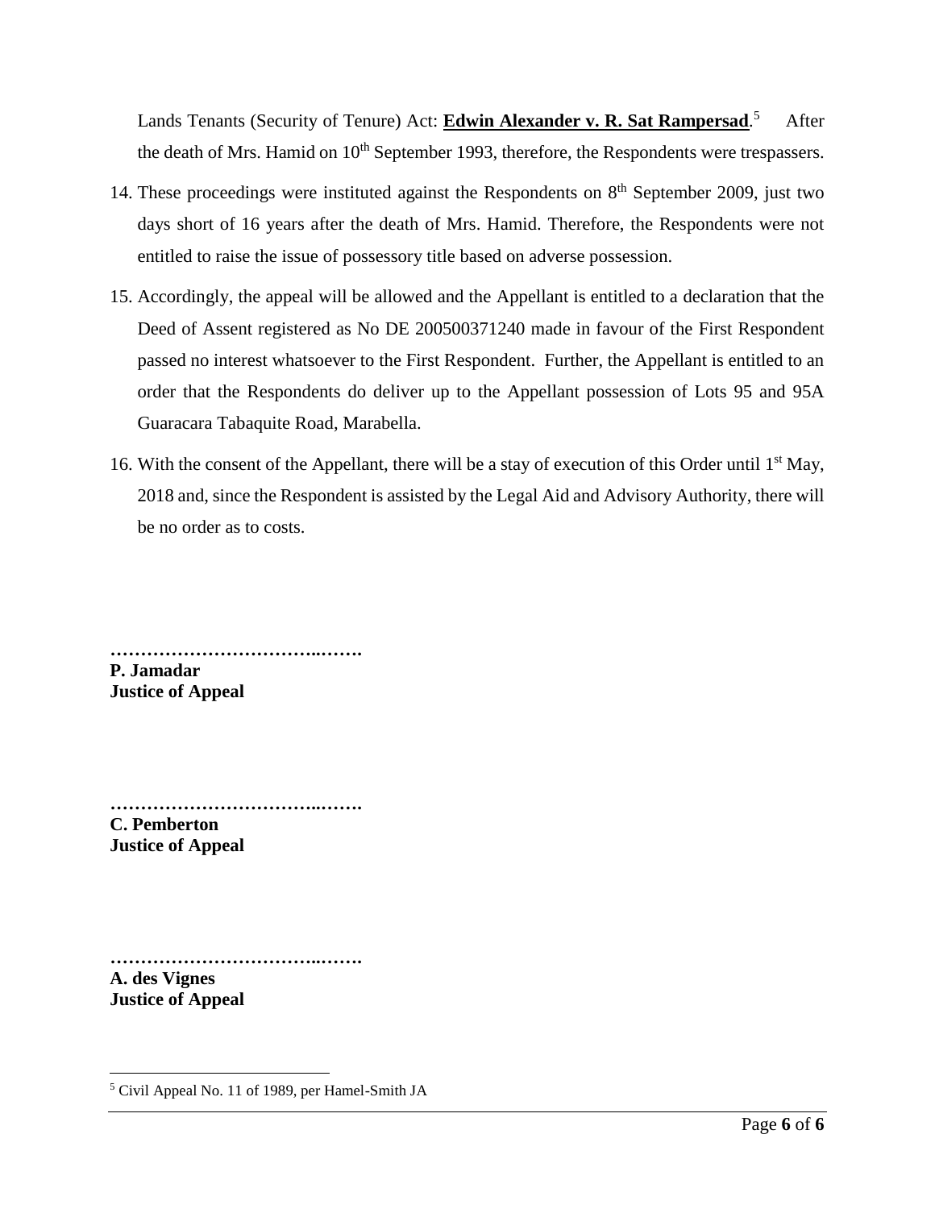Lands Tenants (Security of Tenure) Act: **Edwin Alexander v. R. Sat Rampersad**.[5] After the death of Mrs. Hamid on 10th September 1993, therefore, the Respondents were trespassers.

14. These proceedings were instituted against the Respondents on 8th September 2009, just two days short of 16 years after the death of Mrs. Hamid. Therefore, the Respondents were not entitled to raise the issue of possessory title based on adverse possession.

15. Accordingly, the appeal will be allowed and the Appellant is entitled to a declaration that the Deed of Assent registered as No DE 200500371240 made in favour of the First Respondent passed no interest whatsoever to the First Respondent. Further, the Appellant is entitled to an order that the Respondents do deliver up to the Appellant possession of Lots 95 and 95A Guaracara Tabaquite Road, Marabella.

16. With the consent of the Appellant, there will be a stay of execution of this Order until 1st May, 2018 and, since the Respondent is assisted by the Legal Aid and Advisory Authority, there will be no order as to costs.

**…………………………..…….**
**P. Jamadar**
**Justice of Appeal**

**…………………………..…….**
**C. Pemberton**
**Justice of Appeal**

**…………………………..…….**
**A. des Vignes**
**Justice of Appeal**

---

[5] Civil Appeal No. 11 of 1989, per Hamel-Smith JA